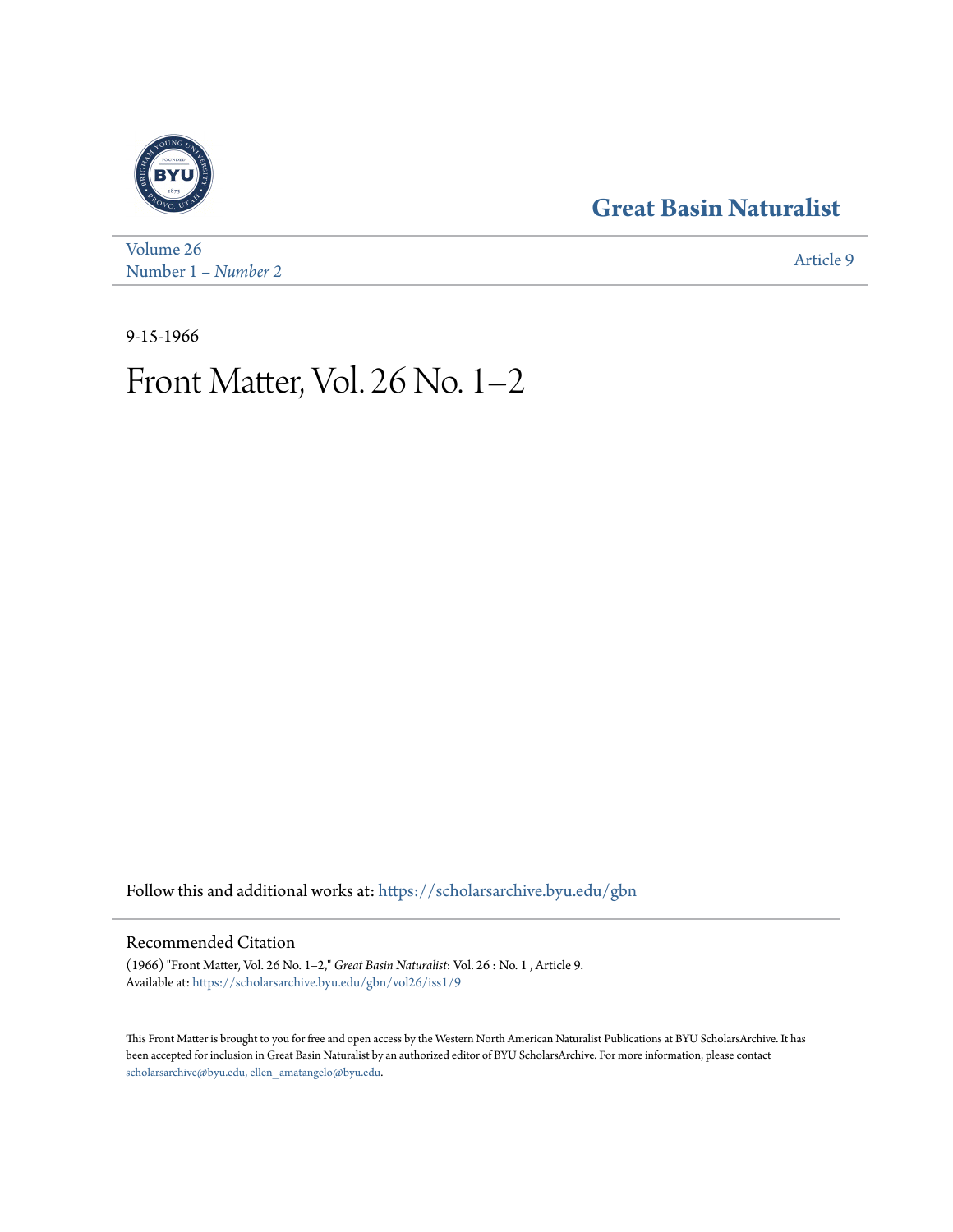Great Basin Naturalist

Volume 26
Number 1 – *Number 2*

Article 9

9-15-1966

# Front Matter, Vol. 26 No. 1–2

Follow this and additional works at: https://scholarsarchive.byu.edu/gbn

## Recommended Citation

(1966) "Front Matter, Vol. 26 No. 1–2," *Great Basin Naturalist*: Vol. 26 : No. 1 , Article 9.
Available at: https://scholarsarchive.byu.edu/gbn/vol26/iss1/9

This Front Matter is brought to you for free and open access by the Western North American Naturalist Publications at BYU ScholarsArchive. It has been accepted for inclusion in Great Basin Naturalist by an authorized editor of BYU ScholarsArchive. For more information, please contact scholarsarchive@byu.edu, ellen_amatangelo@byu.edu.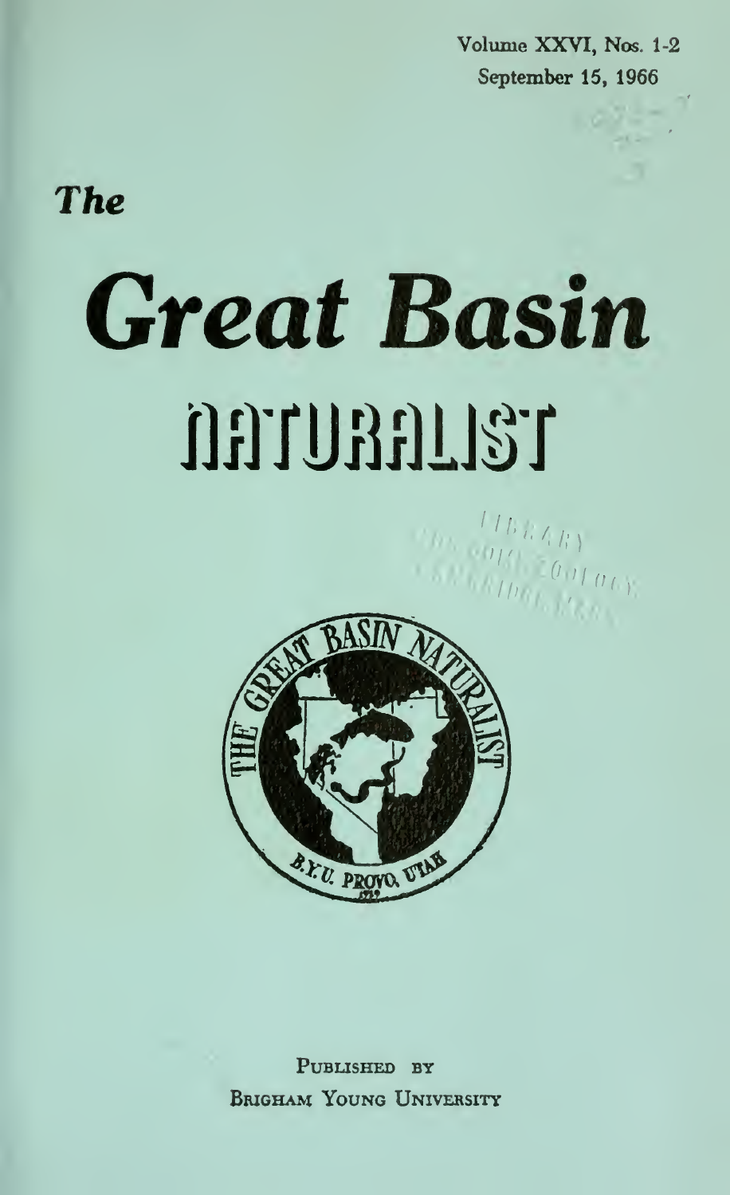Volume XXVI, Nos. 1-2
September 15, 1966

*The*

# *Great Basin*

# NATURALIST

PUBLISHED BY
BRIGHAM YOUNG UNIVERSITY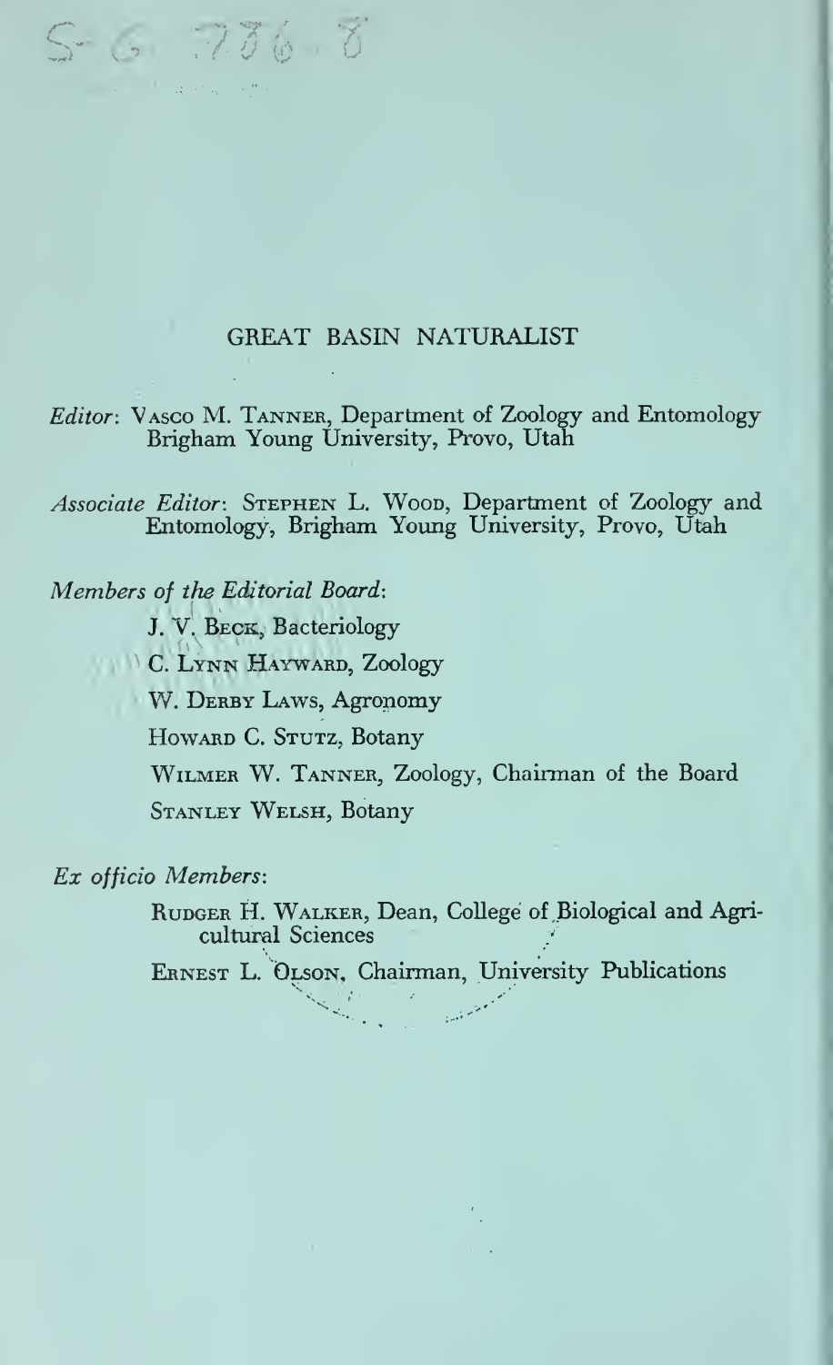S-G 786-8

# GREAT BASIN NATURALIST

*Editor*: VASCO M. TANNER, Department of Zoology and Entomology Brigham Young University, Provo, Utah

*Associate Editor*: STEPHEN L. WOOD, Department of Zoology and Entomology, Brigham Young University, Provo, Utah

*Members of the Editorial Board*:

J. V. BECK, Bacteriology

C. LYNN HAYWARD, Zoology

W. DERBY LAWS, Agronomy

HOWARD C. STUTZ, Botany

WILMER W. TANNER, Zoology, Chairman of the Board

STANLEY WELSH, Botany

*Ex officio Members*:

RUDGER H. WALKER, Dean, College of Biological and Agricultural Sciences

ERNEST L. OLSON, Chairman, University Publications